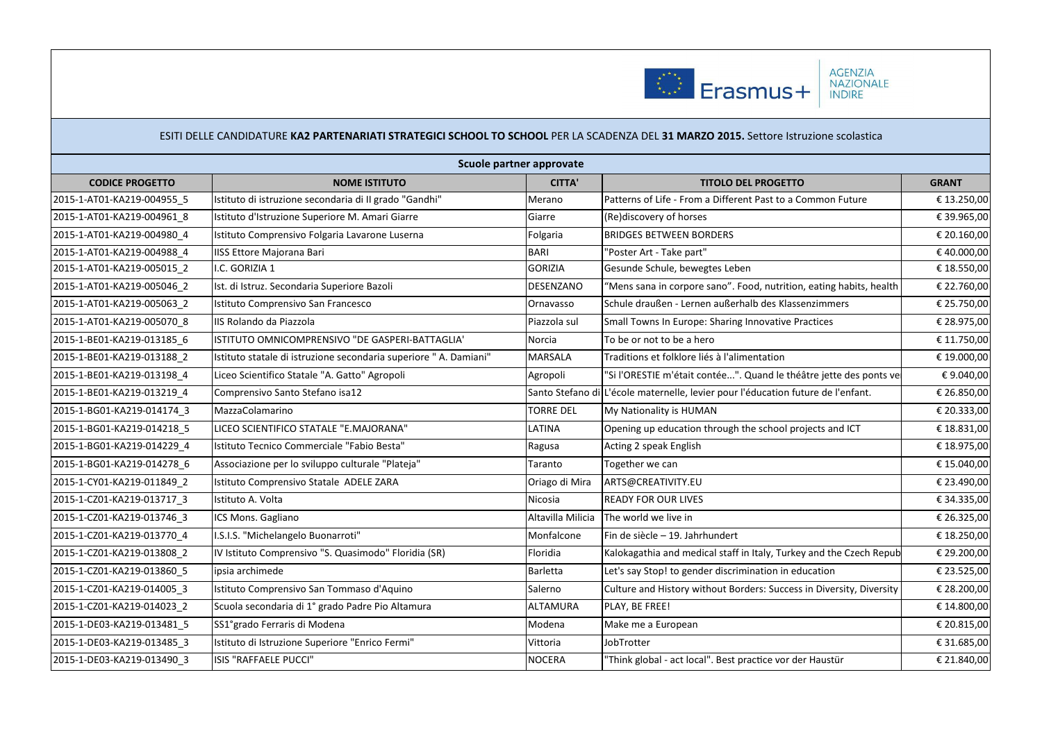Erasmus+ AGENZIA NAZIONALE INDIRE

## ESITI DELLE CANDIDATURE **KA2 PARTENARIATI STRATEGICI SCHOOL TO SCHOOL** PER LA SCADENZA DEL **31 MARZO 2015.** Settore Istruzione scolastica

| Scuole partner approvate | | | | |
|---|---|---|---|---|
| **CODICE PROGETTO** | **NOME ISTITUTO** | **CITTA'** | **TITOLO DEL PROGETTO** | **GRANT** |
| 2015-1-AT01-KA219-004955_5 | Istituto di istruzione secondaria di II grado "Gandhi" | Merano | Patterns of Life - From a Different Past to a Common Future | € 13.250,00 |
| 2015-1-AT01-KA219-004961_8 | Istituto d'Istruzione Superiore M. Amari Giarre | Giarre | (Re)discovery of horses | € 39.965,00 |
| 2015-1-AT01-KA219-004980_4 | Istituto Comprensivo Folgaria Lavarone Luserna | Folgaria | BRIDGES BETWEEN BORDERS | € 20.160,00 |
| 2015-1-AT01-KA219-004988_4 | IISS Ettore Majorana Bari | BARI | "Poster Art - Take part" | € 40.000,00 |
| 2015-1-AT01-KA219-005015_2 | I.C. GORIZIA 1 | GORIZIA | Gesunde Schule, bewegtes Leben | € 18.550,00 |
| 2015-1-AT01-KA219-005046_2 | Ist. di Istruz. Secondaria Superiore Bazoli | DESENZANO | "Mens sana in corpore sano". Food, nutrition, eating habits, health | € 22.760,00 |
| 2015-1-AT01-KA219-005063_2 | Istituto Comprensivo San Francesco | Ornavasso | Schule draußen - Lernen außerhalb des Klassenzimmers | € 25.750,00 |
| 2015-1-AT01-KA219-005070_8 | IIS Rolando da Piazzola | Piazzola sul | Small Towns In Europe: Sharing Innovative Practices | € 28.975,00 |
| 2015-1-BE01-KA219-013185_6 | ISTITUTO OMNICOMPRENSIVO "DE GASPERI-BATTAGLIA' | Norcia | To be or not to be a hero | € 11.750,00 |
| 2015-1-BE01-KA219-013188_2 | Istituto statale di istruzione secondaria superiore " A. Damiani" | MARSALA | Traditions et folklore liés à l'alimentation | € 19.000,00 |
| 2015-1-BE01-KA219-013198_4 | Liceo Scientifico Statale "A. Gatto" Agropoli | Agropoli | "Si l'ORESTIE m'était contée...". Quand le théâtre jette des ponts ve | € 9.040,00 |
| 2015-1-BE01-KA219-013219_4 | Comprensivo Santo Stefano isa12 | Santo Stefano di | L'école maternelle, levier pour l'éducation future de l'enfant. | € 26.850,00 |
| 2015-1-BG01-KA219-014174_3 | MazzaColamarino | TORRE DEL | My Nationality is HUMAN | € 20.333,00 |
| 2015-1-BG01-KA219-014218_5 | LICEO SCIENTIFICO STATALE "E.MAJORANA" | LATINA | Opening up education through the school projects and ICT | € 18.831,00 |
| 2015-1-BG01-KA219-014229_4 | Istituto Tecnico Commerciale "Fabio Besta" | Ragusa | Acting 2 speak English | € 18.975,00 |
| 2015-1-BG01-KA219-014278_6 | Associazione per lo sviluppo culturale "Plateja" | Taranto | Together we can | € 15.040,00 |
| 2015-1-CY01-KA219-011849_2 | Istituto Comprensivo Statale ADELE ZARA | Oriago di Mira | ARTS@CREATIVITY.EU | € 23.490,00 |
| 2015-1-CZ01-KA219-013717_3 | Istituto A. Volta | Nicosia | READY FOR OUR LIVES | € 34.335,00 |
| 2015-1-CZ01-KA219-013746_3 | ICS Mons. Gagliano | Altavilla Milicia | The world we live in | € 26.325,00 |
| 2015-1-CZ01-KA219-013770_4 | I.S.I.S. "Michelangelo Buonarroti" | Monfalcone | Fin de siècle – 19. Jahrhundert | € 18.250,00 |
| 2015-1-CZ01-KA219-013808_2 | IV Istituto Comprensivo "S. Quasimodo" Floridia (SR) | Floridia | Kalokagathia and medical staff in Italy, Turkey and the Czech Repub | € 29.200,00 |
| 2015-1-CZ01-KA219-013860_5 | ipsia archimede | Barletta | Let's say Stop! to gender discrimination in education | € 23.525,00 |
| 2015-1-CZ01-KA219-014005_3 | Istituto Comprensivo San Tommaso d'Aquino | Salerno | Culture and History without Borders: Success in Diversity, Diversity | € 28.200,00 |
| 2015-1-CZ01-KA219-014023_2 | Scuola secondaria di 1° grado Padre Pio Altamura | ALTAMURA | PLAY, BE FREE! | € 14.800,00 |
| 2015-1-DE03-KA219-013481_5 | SS1°grado Ferraris di Modena | Modena | Make me a European | € 20.815,00 |
| 2015-1-DE03-KA219-013485_3 | Istituto di Istruzione Superiore "Enrico Fermi" | Vittoria | JobTrotter | € 31.685,00 |
| 2015-1-DE03-KA219-013490_3 | ISIS "RAFFAELE PUCCI" | NOCERA | "Think global - act local". Best practice vor der Haustür | € 21.840,00 |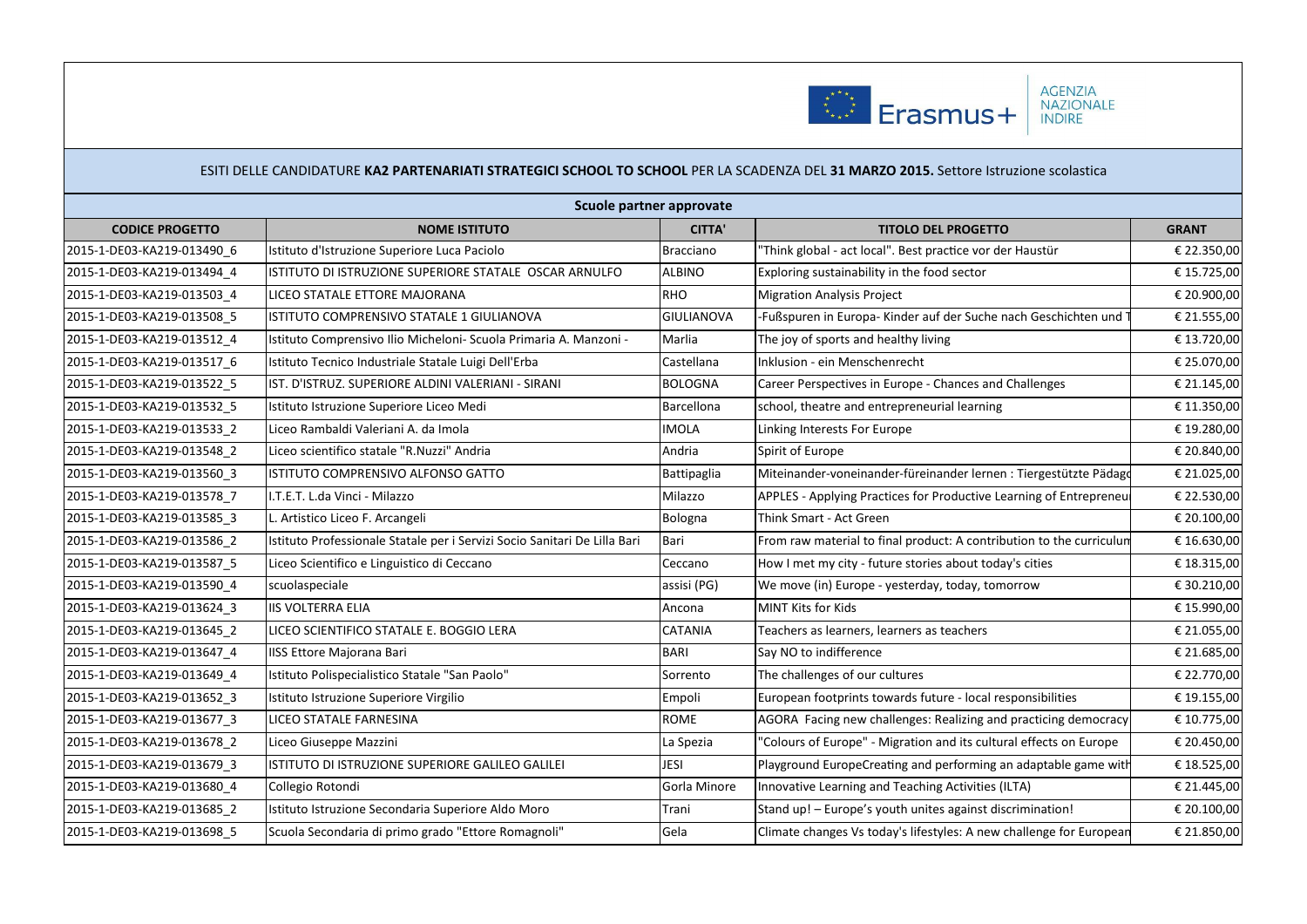ESITI DELLE CANDIDATURE **KA2 PARTENARIATI STRATEGICI SCHOOL TO SCHOOL** PER LA SCADENZA DEL **31 MARZO 2015.** Settore Istruzione scolastica

**Scuole partner approvate**

| CODICE PROGETTO | NOME ISTITUTO | CITTA' | TITOLO DEL PROGETTO | GRANT |
|---|---|---|---|---|
| 2015-1-DE03-KA219-013490_6 | Istituto d'Istruzione Superiore Luca Paciolo | Bracciano | "Think global - act local". Best practice vor der Haustür | € 22.350,00 |
| 2015-1-DE03-KA219-013494_4 | ISTITUTO DI ISTRUZIONE SUPERIORE STATALE OSCAR ARNULFO | ALBINO | Exploring sustainability in the food sector | € 15.725,00 |
| 2015-1-DE03-KA219-013503_4 | LICEO STATALE ETTORE MAJORANA | RHO | Migration Analysis Project | € 20.900,00 |
| 2015-1-DE03-KA219-013508_5 | ISTITUTO COMPRENSIVO STATALE 1 GIULIANOVA | GIULIANOVA | -Fußspuren in Europa- Kinder auf der Suche nach Geschichten und T | € 21.555,00 |
| 2015-1-DE03-KA219-013512_4 | Istituto Comprensivo Ilio Micheloni- Scuola Primaria A. Manzoni - | Marlia | The joy of sports and healthy living | € 13.720,00 |
| 2015-1-DE03-KA219-013517_6 | Istituto Tecnico Industriale Statale Luigi Dell'Erba | Castellana | Inklusion - ein Menschenrecht | € 25.070,00 |
| 2015-1-DE03-KA219-013522_5 | IST. D'ISTRUZ. SUPERIORE ALDINI VALERIANI - SIRANI | BOLOGNA | Career Perspectives in Europe - Chances and Challenges | € 21.145,00 |
| 2015-1-DE03-KA219-013532_5 | Istituto Istruzione Superiore Liceo Medi | Barcellona | school, theatre and entrepreneurial learning | € 11.350,00 |
| 2015-1-DE03-KA219-013533_2 | Liceo Rambaldi Valeriani A. da Imola | IMOLA | Linking Interests For Europe | € 19.280,00 |
| 2015-1-DE03-KA219-013548_2 | Liceo scientifico statale "R.Nuzzi" Andria | Andria | Spirit of Europe | € 20.840,00 |
| 2015-1-DE03-KA219-013560_3 | ISTITUTO COMPRENSIVO ALFONSO GATTO | Battipaglia | Miteinander-voneinander-füreinander lernen : Tiergestützte Pädago | € 21.025,00 |
| 2015-1-DE03-KA219-013578_7 | I.T.E.T. L.da Vinci - Milazzo | Milazzo | APPLES - Applying Practices for Productive Learning of Entrepreneu | € 22.530,00 |
| 2015-1-DE03-KA219-013585_3 | L. Artistico Liceo F. Arcangeli | Bologna | Think Smart - Act Green | € 20.100,00 |
| 2015-1-DE03-KA219-013586_2 | Istituto Professionale Statale per i Servizi Socio Sanitari De Lilla Bari | Bari | From raw material to final product: A contribution to the curriculum | € 16.630,00 |
| 2015-1-DE03-KA219-013587_5 | Liceo Scientifico e Linguistico di Ceccano | Ceccano | How I met my city - future stories about today's cities | € 18.315,00 |
| 2015-1-DE03-KA219-013590_4 | scuolaspeciale | assisi (PG) | We move (in) Europe - yesterday, today, tomorrow | € 30.210,00 |
| 2015-1-DE03-KA219-013624_3 | IIS VOLTERRA ELIA | Ancona | MINT Kits for Kids | € 15.990,00 |
| 2015-1-DE03-KA219-013645_2 | LICEO SCIENTIFICO STATALE E. BOGGIO LERA | CATANIA | Teachers as learners, learners as teachers | € 21.055,00 |
| 2015-1-DE03-KA219-013647_4 | IISS Ettore Majorana Bari | BARI | Say NO to indifference | € 21.685,00 |
| 2015-1-DE03-KA219-013649_4 | Istituto Polispecialistico Statale "San Paolo" | Sorrento | The challenges of our cultures | € 22.770,00 |
| 2015-1-DE03-KA219-013652_3 | Istituto Istruzione Superiore Virgilio | Empoli | European footprints towards future - local responsibilities | € 19.155,00 |
| 2015-1-DE03-KA219-013677_3 | LICEO STATALE FARNESINA | ROME | AGORA Facing new challenges: Realizing and practicing democracy | € 10.775,00 |
| 2015-1-DE03-KA219-013678_2 | Liceo Giuseppe Mazzini | La Spezia | "Colours of Europe" - Migration and its cultural effects on Europe | € 20.450,00 |
| 2015-1-DE03-KA219-013679_3 | ISTITUTO DI ISTRUZIONE SUPERIORE GALILEO GALILEI | JESI | Playground EuropeCreating and performing an adaptable game with | € 18.525,00 |
| 2015-1-DE03-KA219-013680_4 | Collegio Rotondi | Gorla Minore | Innovative Learning and Teaching Activities (ILTA) | € 21.445,00 |
| 2015-1-DE03-KA219-013685_2 | Istituto Istruzione Secondaria Superiore Aldo Moro | Trani | Stand up! – Europe's youth unites against discrimination! | € 20.100,00 |
| 2015-1-DE03-KA219-013698_5 | Scuola Secondaria di primo grado "Ettore Romagnoli" | Gela | Climate changes Vs today's lifestyles: A new challenge for European | € 21.850,00 |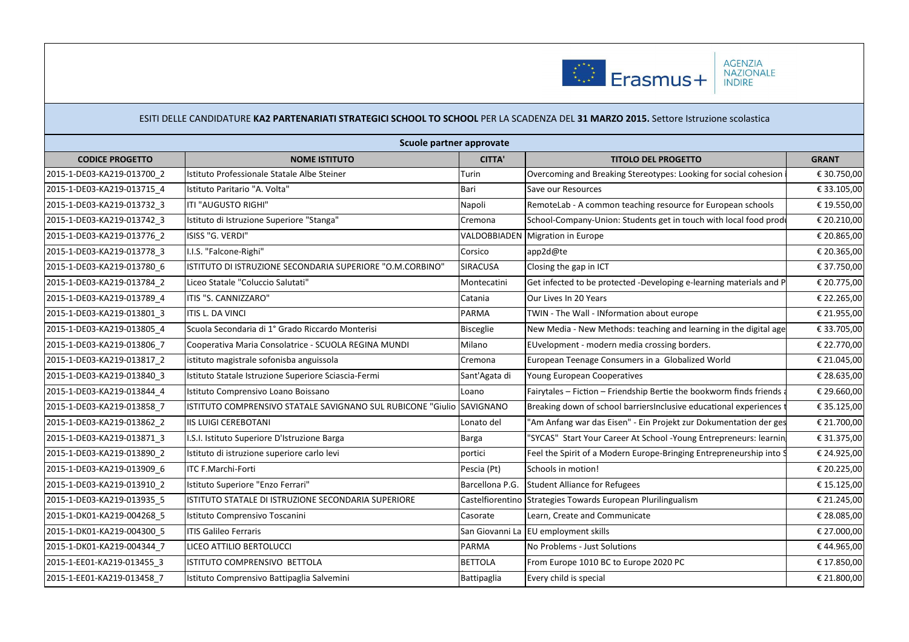ESITI DELLE CANDIDATURE **KA2 PARTENARIATI STRATEGICI SCHOOL TO SCHOOL** PER LA SCADENZA DEL **31 MARZO 2015.** Settore Istruzione scolastica

**Scuole partner approvate**

| CODICE PROGETTO | NOME ISTITUTO | CITTA' | TITOLO DEL PROGETTO | GRANT |
|---|---|---|---|---|
| 2015-1-DE03-KA219-013700_2 | Istituto Professionale Statale Albe Steiner | Turin | Overcoming and Breaking Stereotypes: Looking for social cohesion | € 30.750,00 |
| 2015-1-DE03-KA219-013715_4 | Istituto Paritario "A. Volta" | Bari | Save our Resources | € 33.105,00 |
| 2015-1-DE03-KA219-013732_3 | ITI "AUGUSTO RIGHI" | Napoli | RemoteLab - A common teaching resource for European schools | € 19.550,00 |
| 2015-1-DE03-KA219-013742_3 | Istituto di Istruzione Superiore "Stanga" | Cremona | School-Company-Union: Students get in touch with local food prod | € 20.210,00 |
| 2015-1-DE03-KA219-013776_2 | ISISS "G. VERDI" | VALDOBBIADEN | Migration in Europe | € 20.865,00 |
| 2015-1-DE03-KA219-013778_3 | I.I.S. "Falcone-Righi" | Corsico | app2d@te | € 20.365,00 |
| 2015-1-DE03-KA219-013780_6 | ISTITUTO DI ISTRUZIONE SECONDARIA SUPERIORE "O.M.CORBINO" | SIRACUSA | Closing the gap in ICT | € 37.750,00 |
| 2015-1-DE03-KA219-013784_2 | Liceo Statale "Coluccio Salutati" | Montecatini | Get infected to be protected -Developing e-learning materials and P | € 20.775,00 |
| 2015-1-DE03-KA219-013789_4 | ITIS "S. CANNIZZARO" | Catania | Our Lives In 20 Years | € 22.265,00 |
| 2015-1-DE03-KA219-013801_3 | ITIS L. DA VINCI | PARMA | TWIN - The Wall - INformation about europe | € 21.955,00 |
| 2015-1-DE03-KA219-013805_4 | Scuola Secondaria di 1° Grado Riccardo Monterisi | Bisceglie | New Media - New Methods: teaching and learning in the digital age | € 33.705,00 |
| 2015-1-DE03-KA219-013806_7 | Cooperativa Maria Consolatrice - SCUOLA REGINA MUNDI | Milano | EUvelopment - modern media crossing borders. | € 22.770,00 |
| 2015-1-DE03-KA219-013817_2 | istituto magistrale sofonisba anguissola | Cremona | European Teenage Consumers in a Globalized World | € 21.045,00 |
| 2015-1-DE03-KA219-013840_3 | Istituto Statale Istruzione Superiore Sciascia-Fermi | Sant'Agata di | Young European Cooperatives | € 28.635,00 |
| 2015-1-DE03-KA219-013844_4 | Istituto Comprensivo Loano Boissano | Loano | Fairytales – Fiction – Friendship Bertie the bookworm finds friends | € 29.660,00 |
| 2015-1-DE03-KA219-013858_7 | ISTITUTO COMPRENSIVO STATALE SAVIGNANO SUL RUBICONE "Giulio | SAVIGNANO | Breaking down of school barriersInclusive educational experiences | € 35.125,00 |
| 2015-1-DE03-KA219-013862_2 | IIS LUIGI CEREBOTANI | Lonato del | "Am Anfang war das Eisen" - Ein Projekt zur Dokumentation der ges | € 21.700,00 |
| 2015-1-DE03-KA219-013871_3 | I.S.I. Istituto Superiore D'Istruzione Barga | Barga | "SYCAS" Start Your Career At School -Young Entrepreneurs: learnin | € 31.375,00 |
| 2015-1-DE03-KA219-013890_2 | Istituto di istruzione superiore carlo levi | portici | Feel the Spirit of a Modern Europe-Bringing Entrepreneurship into S | € 24.925,00 |
| 2015-1-DE03-KA219-013909_6 | ITC F.Marchi-Forti | Pescia (Pt) | Schools in motion! | € 20.225,00 |
| 2015-1-DE03-KA219-013910_2 | Istituto Superiore "Enzo Ferrari" | Barcellona P.G. | Student Alliance for Refugees | € 15.125,00 |
| 2015-1-DE03-KA219-013935_5 | ISTITUTO STATALE DI ISTRUZIONE SECONDARIA SUPERIORE | Castelfiorentino | Strategies Towards European Plurilingualism | € 21.245,00 |
| 2015-1-DK01-KA219-004268_5 | Istituto Comprensivo Toscanini | Casorate | Learn, Create and Communicate | € 28.085,00 |
| 2015-1-DK01-KA219-004300_5 | ITIS Galileo Ferraris | San Giovanni La | EU employment skills | € 27.000,00 |
| 2015-1-DK01-KA219-004344_7 | LICEO ATTILIO BERTOLUCCI | PARMA | No Problems - Just Solutions | € 44.965,00 |
| 2015-1-EE01-KA219-013455_3 | ISTITUTO COMPRENSIVO BETTOLA | BETTOLA | From Europe 1010 BC to Europe 2020 PC | € 17.850,00 |
| 2015-1-EE01-KA219-013458_7 | Istituto Comprensivo Battipaglia Salvemini | Battipaglia | Every child is special | € 21.800,00 |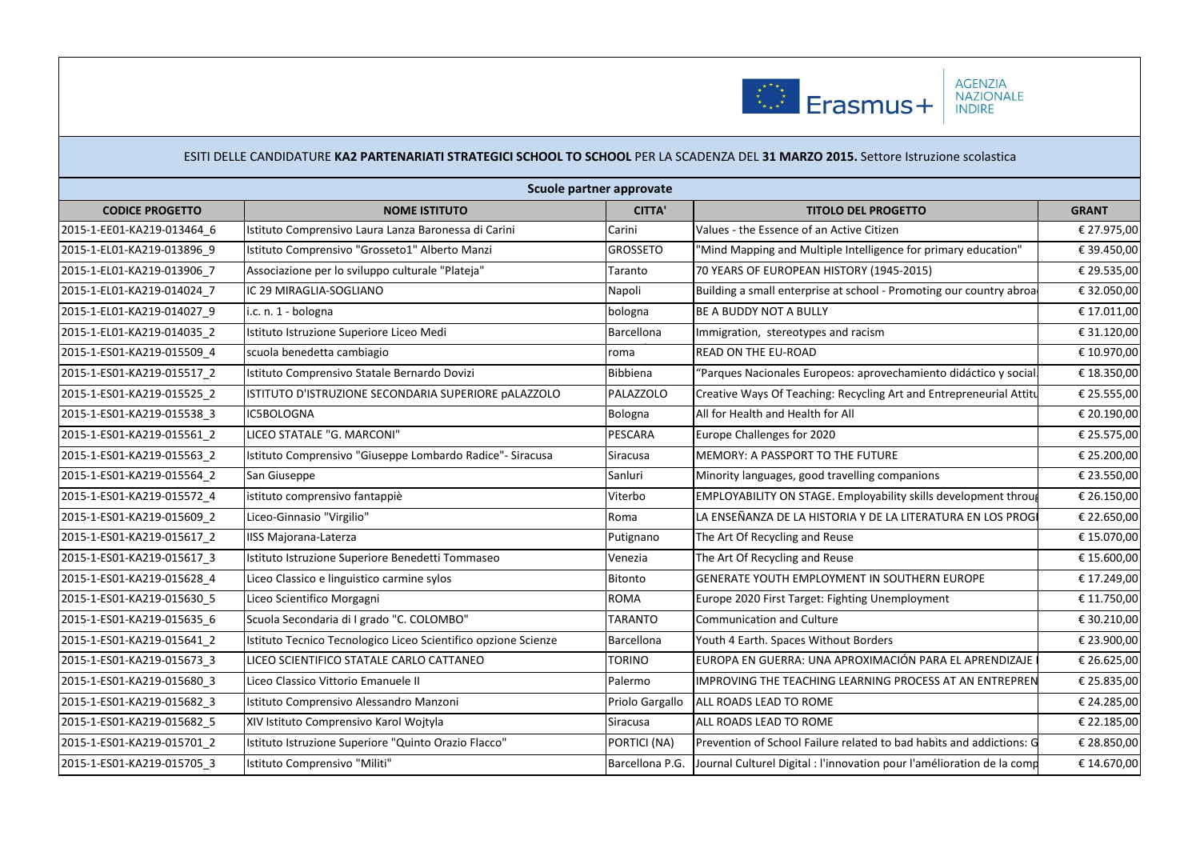ESITI DELLE CANDIDATURE **KA2 PARTENARIATI STRATEGICI SCHOOL TO SCHOOL** PER LA SCADENZA DEL **31 MARZO 2015.** Settore Istruzione scolastica

**Scuole partner approvate**

| CODICE PROGETTO | NOME ISTITUTO | CITTA' | TITOLO DEL PROGETTO | GRANT |
|---|---|---|---|---|
| 2015-1-EE01-KA219-013464_6 | Istituto Comprensivo Laura Lanza Baronessa di Carini | Carini | Values - the Essence of an Active Citizen | € 27.975,00 |
| 2015-1-EL01-KA219-013896_9 | Istituto Comprensivo "Grosseto1" Alberto Manzi | GROSSETO | "Mind Mapping and Multiple Intelligence for primary education" | € 39.450,00 |
| 2015-1-EL01-KA219-013906_7 | Associazione per lo sviluppo culturale "Plateja" | Taranto | 70 YEARS OF EUROPEAN HISTORY (1945-2015) | € 29.535,00 |
| 2015-1-EL01-KA219-014024_7 | IC 29 MIRAGLIA-SOGLIANO | Napoli | Building a small enterprise at school - Promoting our country abroa | € 32.050,00 |
| 2015-1-EL01-KA219-014027_9 | i.c. n. 1 - bologna | bologna | BE A BUDDY NOT A BULLY | € 17.011,00 |
| 2015-1-EL01-KA219-014035_2 | Istituto Istruzione Superiore Liceo Medi | Barcellona | Immigration, stereotypes and racism | € 31.120,00 |
| 2015-1-ES01-KA219-015509_4 | scuola benedetta cambiagio | roma | READ ON THE EU-ROAD | € 10.970,00 |
| 2015-1-ES01-KA219-015517_2 | Istituto Comprensivo Statale Bernardo Dovizi | Bibbiena | "Parques Nacionales Europeos: aprovechamiento didáctico y social | € 18.350,00 |
| 2015-1-ES01-KA219-015525_2 | ISTITUTO D'ISTRUZIONE SECONDARIA SUPERIORE pALAZZOLO | PALAZZOLO | Creative Ways Of Teaching: Recycling Art and Entrepreneurial Attitu | € 25.555,00 |
| 2015-1-ES01-KA219-015538_3 | IC5BOLOGNA | Bologna | All for Health and Health for All | € 20.190,00 |
| 2015-1-ES01-KA219-015561_2 | LICEO STATALE "G. MARCONI" | PESCARA | Europe Challenges for 2020 | € 25.575,00 |
| 2015-1-ES01-KA219-015563_2 | Istituto Comprensivo "Giuseppe Lombardo Radice"- Siracusa | Siracusa | MEMORY: A PASSPORT TO THE FUTURE | € 25.200,00 |
| 2015-1-ES01-KA219-015564_2 | San Giuseppe | Sanluri | Minority languages, good travelling companions | € 23.550,00 |
| 2015-1-ES01-KA219-015572_4 | istituto comprensivo fantappiè | Viterbo | EMPLOYABILITY ON STAGE. Employability skills development throug | € 26.150,00 |
| 2015-1-ES01-KA219-015609_2 | Liceo-Ginnasio "Virgilio" | Roma | LA ENSEÑANZA DE LA HISTORIA Y DE LA LITERATURA EN LOS PROG | € 22.650,00 |
| 2015-1-ES01-KA219-015617_2 | IISS Majorana-Laterza | Putignano | The Art Of Recycling and Reuse | € 15.070,00 |
| 2015-1-ES01-KA219-015617_3 | Istituto Istruzione Superiore Benedetti Tommaseo | Venezia | The Art Of Recycling and Reuse | € 15.600,00 |
| 2015-1-ES01-KA219-015628_4 | Liceo Classico e linguistico carmine sylos | Bitonto | GENERATE YOUTH EMPLOYMENT IN SOUTHERN EUROPE | € 17.249,00 |
| 2015-1-ES01-KA219-015630_5 | Liceo Scientifico Morgagni | ROMA | Europe 2020 First Target: Fighting Unemployment | € 11.750,00 |
| 2015-1-ES01-KA219-015635_6 | Scuola Secondaria di I grado "C. COLOMBO" | TARANTO | Communication and Culture | € 30.210,00 |
| 2015-1-ES01-KA219-015641_2 | Istituto Tecnico Tecnologico Liceo Scientifico opzione Scienze | Barcellona | Youth 4 Earth. Spaces Without Borders | € 23.900,00 |
| 2015-1-ES01-KA219-015673_3 | LICEO SCIENTIFICO STATALE CARLO CATTANEO | TORINO | EUROPA EN GUERRA: UNA APROXIMACIÓN PARA EL APRENDIZAJE | € 26.625,00 |
| 2015-1-ES01-KA219-015680_3 | Liceo Classico Vittorio Emanuele II | Palermo | IMPROVING THE TEACHING LEARNING PROCESS AT AN ENTREPREN | € 25.835,00 |
| 2015-1-ES01-KA219-015682_3 | Istituto Comprensivo Alessandro Manzoni | Priolo Gargallo | ALL ROADS LEAD TO ROME | € 24.285,00 |
| 2015-1-ES01-KA219-015682_5 | XIV Istituto Comprensivo Karol Wojtyla | Siracusa | ALL ROADS LEAD TO ROME | € 22.185,00 |
| 2015-1-ES01-KA219-015701_2 | Istituto Istruzione Superiore "Quinto Orazio Flacco" | PORTICI (NA) | Prevention of School Failure related to bad habits and addictions: G | € 28.850,00 |
| 2015-1-ES01-KA219-015705_3 | Istituto Comprensivo "Militi" | Barcellona P.G. | Journal Culturel Digital : l'innovation pour l'amélioration de la comp | € 14.670,00 |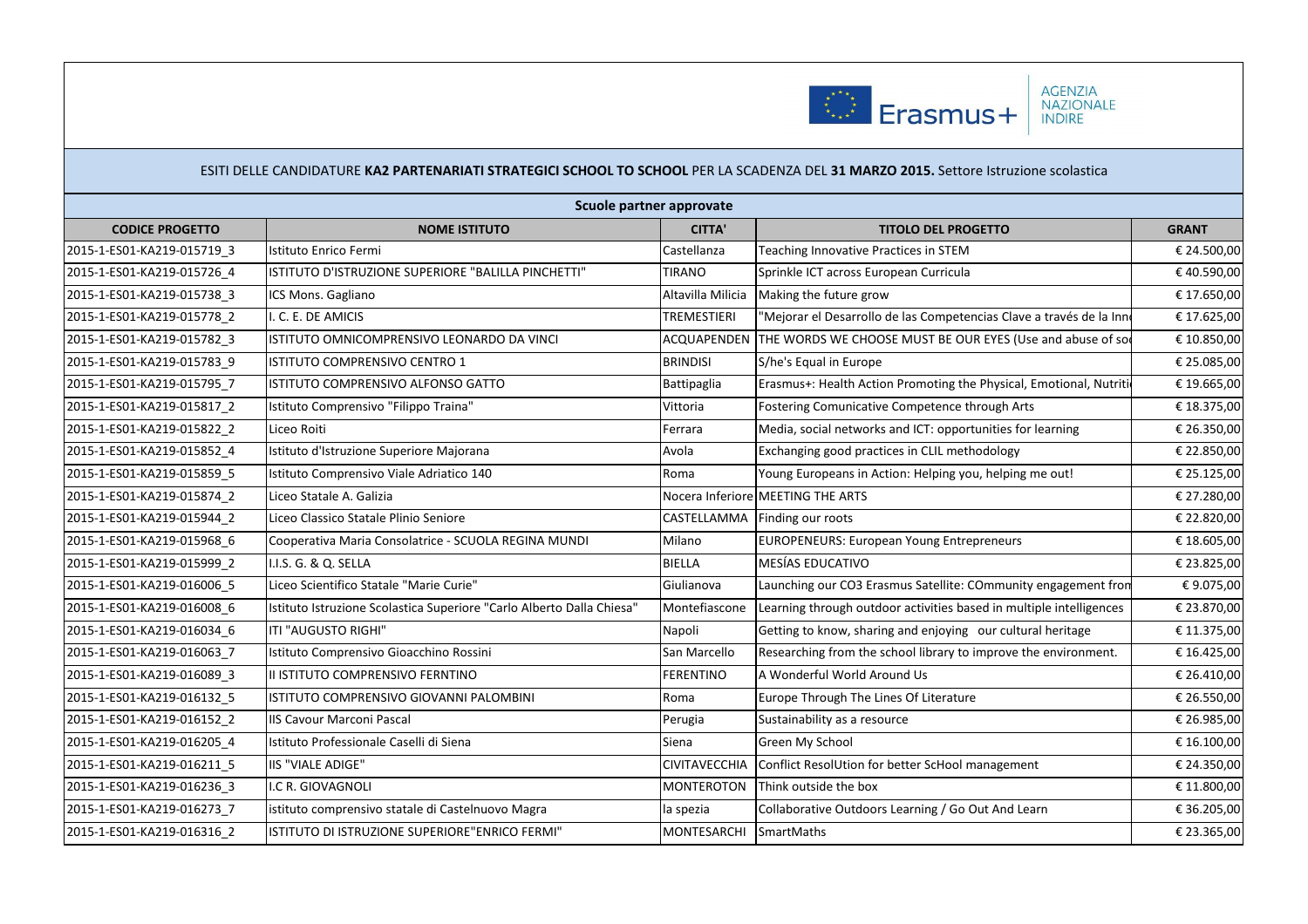ESITI DELLE CANDIDATURE **KA2 PARTENARIATI STRATEGICI SCHOOL TO SCHOOL** PER LA SCADENZA DEL **31 MARZO 2015.** Settore Istruzione scolastica

| Scuole partner approvate | | | | |
|---|---|---|---|---|
| **CODICE PROGETTO** | **NOME ISTITUTO** | **CITTA'** | **TITOLO DEL PROGETTO** | **GRANT** |
| 2015-1-ES01-KA219-015719_3 | Istituto Enrico Fermi | Castellanza | Teaching Innovative Practices in STEM | € 24.500,00 |
| 2015-1-ES01-KA219-015726_4 | ISTITUTO D'ISTRUZIONE SUPERIORE "BALILLA PINCHETTI" | TIRANO | Sprinkle ICT across European Curricula | € 40.590,00 |
| 2015-1-ES01-KA219-015738_3 | ICS Mons. Gagliano | Altavilla Milicia | Making the future grow | € 17.650,00 |
| 2015-1-ES01-KA219-015778_2 | I. C. E. DE AMICIS | TREMESTIERI | "Mejorar el Desarrollo de las Competencias Clave a través de la Inn | € 17.625,00 |
| 2015-1-ES01-KA219-015782_3 | ISTITUTO OMNICOMPRENSIVO LEONARDO DA VINCI | ACQUAPENDEN | THE WORDS WE CHOOSE MUST BE OUR EYES (Use and abuse of so | € 10.850,00 |
| 2015-1-ES01-KA219-015783_9 | ISTITUTO COMPRENSIVO CENTRO 1 | BRINDISI | S/he's Equal in Europe | € 25.085,00 |
| 2015-1-ES01-KA219-015795_7 | ISTITUTO COMPRENSIVO ALFONSO GATTO | Battipaglia | Erasmus+: Health Action Promoting the Physical, Emotional, Nutriti | € 19.665,00 |
| 2015-1-ES01-KA219-015817_2 | Istituto Comprensivo "Filippo Traina" | Vittoria | Fostering Comunicative Competence through Arts | € 18.375,00 |
| 2015-1-ES01-KA219-015822_2 | Liceo Roiti | Ferrara | Media, social networks and ICT: opportunities for learning | € 26.350,00 |
| 2015-1-ES01-KA219-015852_4 | Istituto d'Istruzione Superiore Majorana | Avola | Exchanging good practices in CLIL methodology | € 22.850,00 |
| 2015-1-ES01-KA219-015859_5 | Istituto Comprensivo Viale Adriatico 140 | Roma | Young Europeans in Action: Helping you, helping me out! | € 25.125,00 |
| 2015-1-ES01-KA219-015874_2 | Liceo Statale A. Galizia | Nocera Inferiore | MEETING THE ARTS | € 27.280,00 |
| 2015-1-ES01-KA219-015944_2 | Liceo Classico Statale Plinio Seniore | CASTELLAMMA | Finding our roots | € 22.820,00 |
| 2015-1-ES01-KA219-015968_6 | Cooperativa Maria Consolatrice - SCUOLA REGINA MUNDI | Milano | EUROPENEURS: European Young Entrepreneurs | € 18.605,00 |
| 2015-1-ES01-KA219-015999_2 | I.I.S. G. & Q. SELLA | BIELLA | MESÍAS EDUCATIVO | € 23.825,00 |
| 2015-1-ES01-KA219-016006_5 | Liceo Scientifico Statale "Marie Curie" | Giulianova | Launching our CO3 Erasmus Satellite: COmmunity engagement fron | € 9.075,00 |
| 2015-1-ES01-KA219-016008_6 | Istituto Istruzione Scolastica Superiore "Carlo Alberto Dalla Chiesa" | Montefiascone | Learning through outdoor activities based in multiple intelligences | € 23.870,00 |
| 2015-1-ES01-KA219-016034_6 | ITI "AUGUSTO RIGHI" | Napoli | Getting to know, sharing and enjoying our cultural heritage | € 11.375,00 |
| 2015-1-ES01-KA219-016063_7 | Istituto Comprensivo Gioacchino Rossini | San Marcello | Researching from the school library to improve the environment. | € 16.425,00 |
| 2015-1-ES01-KA219-016089_3 | II ISTITUTO COMPRENSIVO FERNTINO | FERENTINO | A Wonderful World Around Us | € 26.410,00 |
| 2015-1-ES01-KA219-016132_5 | ISTITUTO COMPRENSIVO GIOVANNI PALOMBINI | Roma | Europe Through The Lines Of Literature | € 26.550,00 |
| 2015-1-ES01-KA219-016152_2 | IIS Cavour Marconi Pascal | Perugia | Sustainability as a resource | € 26.985,00 |
| 2015-1-ES01-KA219-016205_4 | Istituto Professionale Caselli di Siena | Siena | Green My School | € 16.100,00 |
| 2015-1-ES01-KA219-016211_5 | IIS "VIALE ADIGE" | CIVITAVECCHIA | Conflict ResolUtion for better ScHool management | € 24.350,00 |
| 2015-1-ES01-KA219-016236_3 | I.C R. GIOVAGNOLI | MONTEROTON | Think outside the box | € 11.800,00 |
| 2015-1-ES01-KA219-016273_7 | istituto comprensivo statale di Castelnuovo Magra | la spezia | Collaborative Outdoors Learning / Go Out And Learn | € 36.205,00 |
| 2015-1-ES01-KA219-016316_2 | ISTITUTO DI ISTRUZIONE SUPERIORE"ENRICO FERMI" | MONTESARCHI | SmartMaths | € 23.365,00 |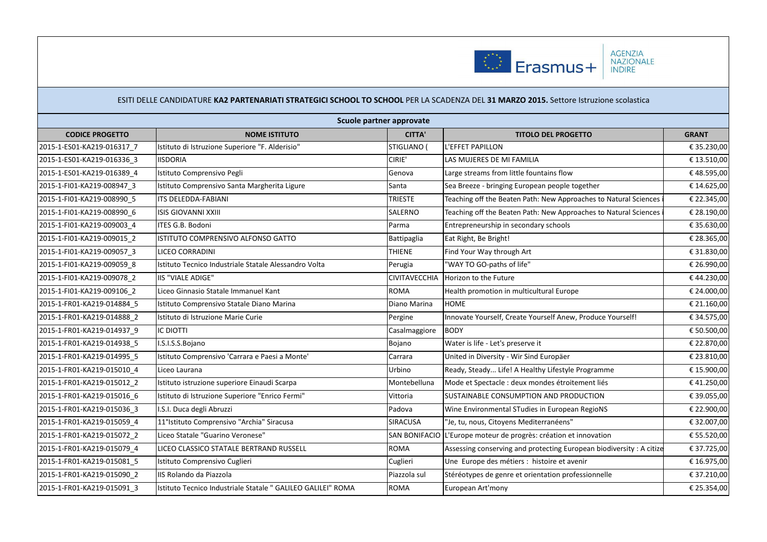ESITI DELLE CANDIDATURE **KA2 PARTENARIATI STRATEGICI SCHOOL TO SCHOOL** PER LA SCADENZA DEL **31 MARZO 2015.** Settore Istruzione scolastica

| Scuole partner approvate | | | | |
|---|---|---|---|---|
| **CODICE PROGETTO** | **NOME ISTITUTO** | **CITTA'** | **TITOLO DEL PROGETTO** | **GRANT** |
| 2015-1-ES01-KA219-016317_7 | Istituto di Istruzione Superiore "F. Alderisio" | STIGLIANO ( | L'EFFET PAPILLON | € 35.230,00 |
| 2015-1-ES01-KA219-016336_3 | IISDORIA | CIRIE' | LAS MUJERES DE MI FAMILIA | € 13.510,00 |
| 2015-1-ES01-KA219-016389_4 | Istituto Comprensivo Pegli | Genova | Large streams from little fountains flow | € 48.595,00 |
| 2015-1-FI01-KA219-008947_3 | Istituto Comprensivo Santa Margherita Ligure | Santa | Sea Breeze - bringing European people together | € 14.625,00 |
| 2015-1-FI01-KA219-008990_5 | ITS DELEDDA-FABIANI | TRIESTE | Teaching off the Beaten Path: New Approaches to Natural Sciences i | € 22.345,00 |
| 2015-1-FI01-KA219-008990_6 | ISIS GIOVANNI XXIII | SALERNO | Teaching off the Beaten Path: New Approaches to Natural Sciences i | € 28.190,00 |
| 2015-1-FI01-KA219-009003_4 | ITES G.B. Bodoni | Parma | Entrepreneurship in secondary schools | € 35.630,00 |
| 2015-1-FI01-KA219-009015_2 | ISTITUTO COMPRENSIVO ALFONSO GATTO | Battipaglia | Eat Right, Be Bright! | € 28.365,00 |
| 2015-1-FI01-KA219-009057_3 | LICEO CORRADINI | THIENE | Find Your Way through Art | € 31.830,00 |
| 2015-1-FI01-KA219-009059_8 | Istituto Tecnico Industriale Statale Alessandro Volta | Perugia | "WAY TO GO-paths of life" | € 26.990,00 |
| 2015-1-FI01-KA219-009078_2 | IIS "VIALE ADIGE" | CIVITAVECCHIA | Horizon to the Future | € 44.230,00 |
| 2015-1-FI01-KA219-009106_2 | Liceo Ginnasio Statale Immanuel Kant | ROMA | Health promotion in multicultural Europe | € 24.000,00 |
| 2015-1-FR01-KA219-014884_5 | Istituto Comprensivo Statale Diano Marina | Diano Marina | HOME | € 21.160,00 |
| 2015-1-FR01-KA219-014888_2 | Istituto di Istruzione Marie Curie | Pergine | Innovate Yourself, Create Yourself Anew, Produce Yourself! | € 34.575,00 |
| 2015-1-FR01-KA219-014937_9 | IC DIOTTI | Casalmaggiore | BODY | € 50.500,00 |
| 2015-1-FR01-KA219-014938_5 | I.S.I.S.S.Bojano | Bojano | Water is life - Let's preserve it | € 22.870,00 |
| 2015-1-FR01-KA219-014995_5 | Istituto Comprensivo 'Carrara e Paesi a Monte' | Carrara | United in Diversity - Wir Sind Europäer | € 23.810,00 |
| 2015-1-FR01-KA219-015010_4 | Liceo Laurana | Urbino | Ready, Steady... Life! A Healthy Lifestyle Programme | € 15.900,00 |
| 2015-1-FR01-KA219-015012_2 | Istituto istruzione superiore Einaudi Scarpa | Montebelluna | Mode et Spectacle : deux mondes étroitement liés | € 41.250,00 |
| 2015-1-FR01-KA219-015016_6 | Istituto di Istruzione Superiore "Enrico Fermi" | Vittoria | SUSTAINABLE CONSUMPTION AND PRODUCTION | € 39.055,00 |
| 2015-1-FR01-KA219-015036_3 | I.S.I. Duca degli Abruzzi | Padova | Wine Environmental STudies in European RegioNS | € 22.900,00 |
| 2015-1-FR01-KA219-015059_4 | 11°Istituto Comprensivo "Archia" Siracusa | SIRACUSA | "Je, tu, nous, Citoyens Mediterranéens" | € 32.007,00 |
| 2015-1-FR01-KA219-015072_2 | Liceo Statale "Guarino Veronese" | SAN BONIFACIO | L'Europe moteur de progrès: création et innovation | € 55.520,00 |
| 2015-1-FR01-KA219-015079_4 | LICEO CLASSICO STATALE BERTRAND RUSSELL | ROMA | Assessing conserving and protecting European biodiversity : A citize | € 37.725,00 |
| 2015-1-FR01-KA219-015081_5 | Istituto Comprensivo Cuglieri | Cuglieri | Une Europe des métiers : histoire et avenir | € 16.975,00 |
| 2015-1-FR01-KA219-015090_2 | IIS Rolando da Piazzola | Piazzola sul | Stéréotypes de genre et orientation professionnelle | € 37.210,00 |
| 2015-1-FR01-KA219-015091_3 | Istituto Tecnico Industriale Statale " GALILEO GALILEI" ROMA | ROMA | European Art'mony | € 25.354,00 |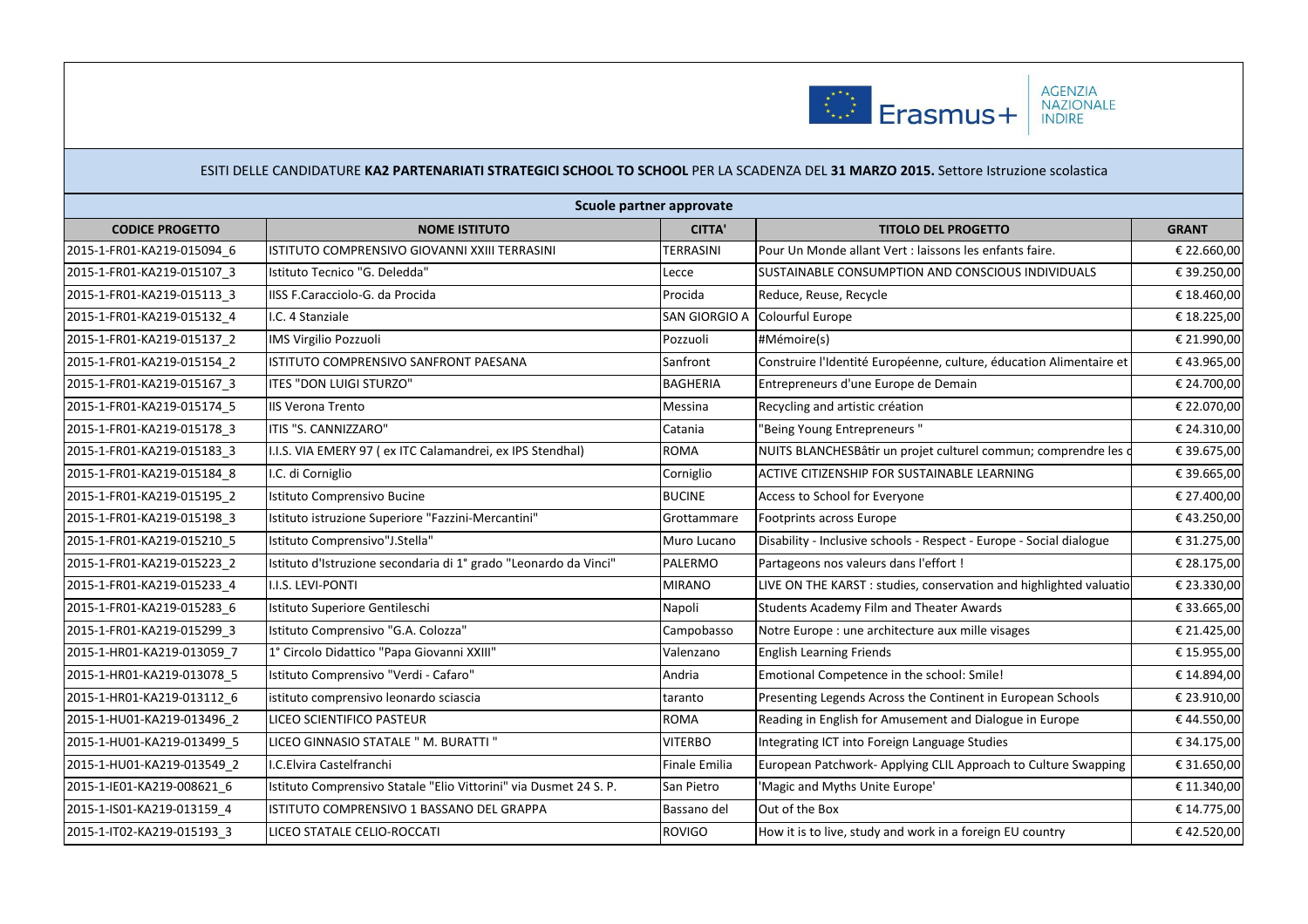ESITI DELLE CANDIDATURE **KA2 PARTENARIATI STRATEGICI SCHOOL TO SCHOOL** PER LA SCADENZA DEL **31 MARZO 2015.** Settore Istruzione scolastica

| Scuole partner approvate | | | | |
|---|---|---|---|---|
| **CODICE PROGETTO** | **NOME ISTITUTO** | **CITTA'** | **TITOLO DEL PROGETTO** | **GRANT** |
| 2015-1-FR01-KA219-015094_6 | ISTITUTO COMPRENSIVO GIOVANNI XXIII TERRASINI | TERRASINI | Pour Un Monde allant Vert : laissons les enfants faire. | € 22.660,00 |
| 2015-1-FR01-KA219-015107_3 | Istituto Tecnico "G. Deledda" | Lecce | SUSTAINABLE CONSUMPTION AND CONSCIOUS INDIVIDUALS | € 39.250,00 |
| 2015-1-FR01-KA219-015113_3 | IISS F.Caracciolo-G. da Procida | Procida | Reduce, Reuse, Recycle | € 18.460,00 |
| 2015-1-FR01-KA219-015132_4 | I.C. 4 Stanziale | SAN GIORGIO A | Colourful Europe | € 18.225,00 |
| 2015-1-FR01-KA219-015137_2 | IMS Virgilio Pozzuoli | Pozzuoli | #Mémoire(s) | € 21.990,00 |
| 2015-1-FR01-KA219-015154_2 | ISTITUTO COMPRENSIVO SANFRONT PAESANA | Sanfront | Construire l'Identité Européenne, culture, éducation Alimentaire et | € 43.965,00 |
| 2015-1-FR01-KA219-015167_3 | ITES "DON LUIGI STURZO" | BAGHERIA | Entrepreneurs d'une Europe de Demain | € 24.700,00 |
| 2015-1-FR01-KA219-015174_5 | IIS Verona Trento | Messina | Recycling and artistic création | € 22.070,00 |
| 2015-1-FR01-KA219-015178_3 | ITIS "S. CANNIZZARO" | Catania | "Being Young Entrepreneurs " | € 24.310,00 |
| 2015-1-FR01-KA219-015183_3 | I.I.S. VIA EMERY 97 ( ex ITC Calamandrei, ex IPS Stendhal) | ROMA | NUITS BLANCHESBâtir un projet culturel commun; comprendre les c | € 39.675,00 |
| 2015-1-FR01-KA219-015184_8 | I.C. di Corniglio | Corniglio | ACTIVE CITIZENSHIP FOR SUSTAINABLE LEARNING | € 39.665,00 |
| 2015-1-FR01-KA219-015195_2 | Istituto Comprensivo Bucine | BUCINE | Access to School for Everyone | € 27.400,00 |
| 2015-1-FR01-KA219-015198_3 | Istituto istruzione Superiore "Fazzini-Mercantini" | Grottammare | Footprints across Europe | € 43.250,00 |
| 2015-1-FR01-KA219-015210_5 | Istituto Comprensivo"J.Stella" | Muro Lucano | Disability - Inclusive schools - Respect - Europe - Social dialogue | € 31.275,00 |
| 2015-1-FR01-KA219-015223_2 | Istituto d'Istruzione secondaria di 1° grado "Leonardo da Vinci" | PALERMO | Partageons nos valeurs dans l'effort ! | € 28.175,00 |
| 2015-1-FR01-KA219-015233_4 | I.I.S. LEVI-PONTI | MIRANO | LIVE ON THE KARST : studies, conservation and highlighted valuatio | € 23.330,00 |
| 2015-1-FR01-KA219-015283_6 | Istituto Superiore Gentileschi | Napoli | Students Academy Film and Theater Awards | € 33.665,00 |
| 2015-1-FR01-KA219-015299_3 | Istituto Comprensivo "G.A. Colozza" | Campobasso | Notre Europe : une architecture aux mille visages | € 21.425,00 |
| 2015-1-HR01-KA219-013059_7 | 1° Circolo Didattico "Papa Giovanni XXIII" | Valenzano | English Learning Friends | € 15.955,00 |
| 2015-1-HR01-KA219-013078_5 | Istituto Comprensivo "Verdi - Cafaro" | Andria | Emotional Competence in the school: Smile! | € 14.894,00 |
| 2015-1-HR01-KA219-013112_6 | istituto comprensivo leonardo sciascia | taranto | Presenting Legends Across the Continent in European Schools | € 23.910,00 |
| 2015-1-HU01-KA219-013496_2 | LICEO SCIENTIFICO PASTEUR | ROMA | Reading in English for Amusement and Dialogue in Europe | € 44.550,00 |
| 2015-1-HU01-KA219-013499_5 | LICEO GINNASIO STATALE " M. BURATTI " | VITERBO | Integrating ICT into Foreign Language Studies | € 34.175,00 |
| 2015-1-HU01-KA219-013549_2 | I.C.Elvira Castelfranchi | Finale Emilia | European Patchwork- Applying CLIL Approach to Culture Swapping | € 31.650,00 |
| 2015-1-IE01-KA219-008621_6 | Istituto Comprensivo Statale "Elio Vittorini" via Dusmet 24 S. P. | San Pietro | 'Magic and Myths Unite Europe' | € 11.340,00 |
| 2015-1-IS01-KA219-013159_4 | ISTITUTO COMPRENSIVO 1 BASSANO DEL GRAPPA | Bassano del | Out of the Box | € 14.775,00 |
| 2015-1-IT02-KA219-015193_3 | LICEO STATALE CELIO-ROCCATI | ROVIGO | How it is to live, study and work in a foreign EU country | € 42.520,00 |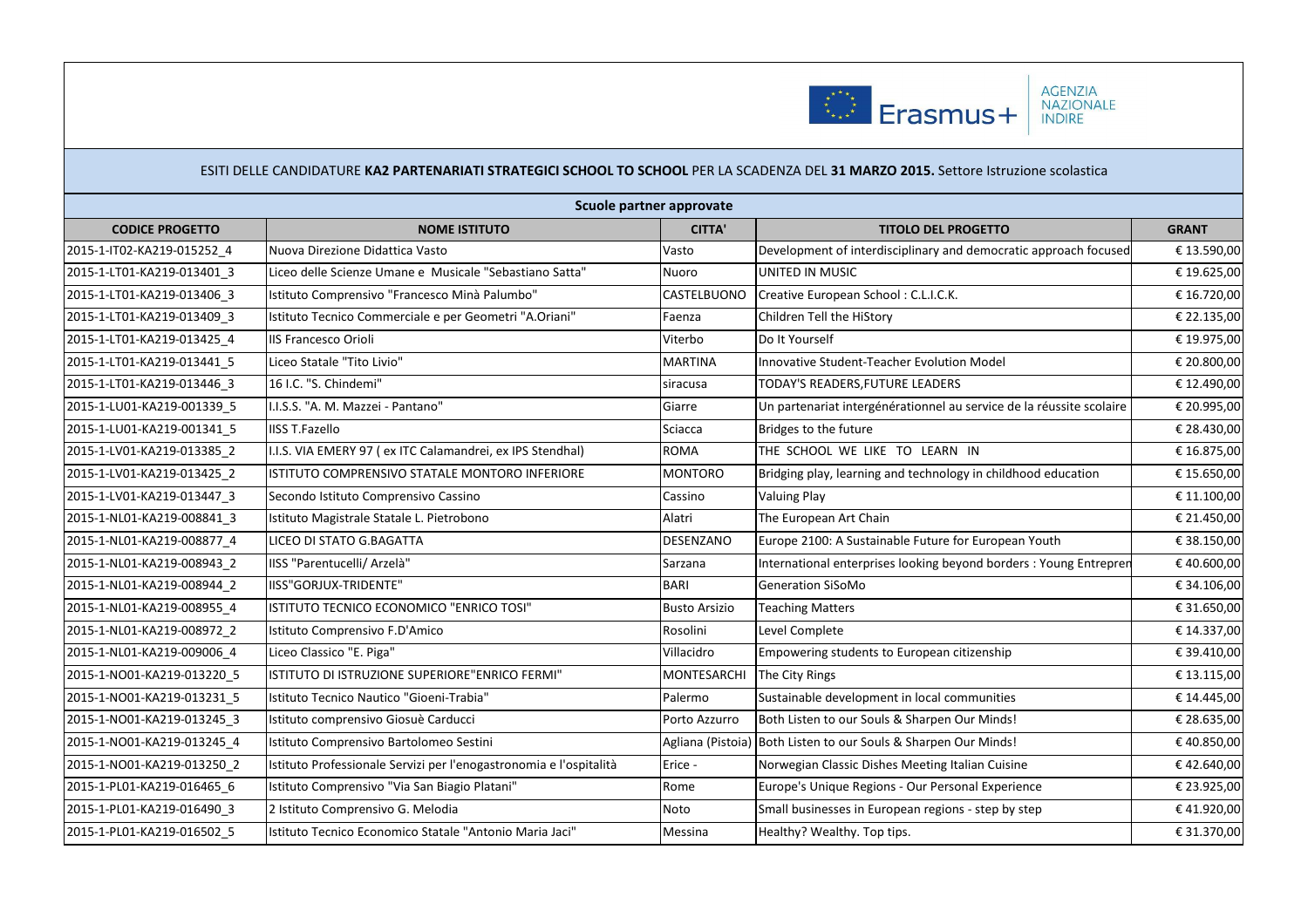ESITI DELLE CANDIDATURE **KA2 PARTENARIATI STRATEGICI SCHOOL TO SCHOOL** PER LA SCADENZA DEL **31 MARZO 2015.** Settore Istruzione scolastica

**Scuole partner approvate**

| CODICE PROGETTO | NOME ISTITUTO | CITTA' | TITOLO DEL PROGETTO | GRANT |
|---|---|---|---|---|
| 2015-1-IT02-KA219-015252_4 | Nuova Direzione Didattica Vasto | Vasto | Development of interdisciplinary and democratic approach focused | € 13.590,00 |
| 2015-1-LT01-KA219-013401_3 | Liceo delle Scienze Umane e Musicale "Sebastiano Satta" | Nuoro | UNITED IN MUSIC | € 19.625,00 |
| 2015-1-LT01-KA219-013406_3 | Istituto Comprensivo "Francesco Minà Palumbo" | CASTELBUONO | Creative European School : C.L.I.C.K. | € 16.720,00 |
| 2015-1-LT01-KA219-013409_3 | Istituto Tecnico Commerciale e per Geometri "A.Oriani" | Faenza | Children Tell the HiStory | € 22.135,00 |
| 2015-1-LT01-KA219-013425_4 | IIS Francesco Orioli | Viterbo | Do It Yourself | € 19.975,00 |
| 2015-1-LT01-KA219-013441_5 | Liceo Statale "Tito Livio" | MARTINA | Innovative Student-Teacher Evolution Model | € 20.800,00 |
| 2015-1-LT01-KA219-013446_3 | 16 I.C. "S. Chindemi" | siracusa | TODAY'S READERS,FUTURE LEADERS | € 12.490,00 |
| 2015-1-LU01-KA219-001339_5 | I.I.S.S. "A. M. Mazzei - Pantano" | Giarre | Un partenariat intergénérationnel au service de la réussite scolaire | € 20.995,00 |
| 2015-1-LU01-KA219-001341_5 | IISS T.Fazello | Sciacca | Bridges to the future | € 28.430,00 |
| 2015-1-LV01-KA219-013385_2 | I.I.S. VIA EMERY 97 ( ex ITC Calamandrei, ex IPS Stendhal) | ROMA | THE SCHOOL WE LIKE TO LEARN IN | € 16.875,00 |
| 2015-1-LV01-KA219-013425_2 | ISTITUTO COMPRENSIVO STATALE MONTORO INFERIORE | MONTORO | Bridging play, learning and technology in childhood education | € 15.650,00 |
| 2015-1-LV01-KA219-013447_3 | Secondo Istituto Comprensivo Cassino | Cassino | Valuing Play | € 11.100,00 |
| 2015-1-NL01-KA219-008841_3 | Istituto Magistrale Statale L. Pietrobono | Alatri | The European Art Chain | € 21.450,00 |
| 2015-1-NL01-KA219-008877_4 | LICEO DI STATO G.BAGATTA | DESENZANO | Europe 2100: A Sustainable Future for European Youth | € 38.150,00 |
| 2015-1-NL01-KA219-008943_2 | IISS "Parentucelli/ Arzelà" | Sarzana | International enterprises looking beyond borders : Young Entrepren | € 40.600,00 |
| 2015-1-NL01-KA219-008944_2 | IISS"GORJUX-TRIDENTE" | BARI | Generation SiSoMo | € 34.106,00 |
| 2015-1-NL01-KA219-008955_4 | ISTITUTO TECNICO ECONOMICO "ENRICO TOSI" | Busto Arsizio | Teaching Matters | € 31.650,00 |
| 2015-1-NL01-KA219-008972_2 | Istituto Comprensivo F.D'Amico | Rosolini | Level Complete | € 14.337,00 |
| 2015-1-NL01-KA219-009006_4 | Liceo Classico "E. Piga" | Villacidro | Empowering students to European citizenship | € 39.410,00 |
| 2015-1-NO01-KA219-013220_5 | ISTITUTO DI ISTRUZIONE SUPERIORE"ENRICO FERMI" | MONTESARCHI | The City Rings | € 13.115,00 |
| 2015-1-NO01-KA219-013231_5 | Istituto Tecnico Nautico "Gioeni-Trabia" | Palermo | Sustainable development in local communities | € 14.445,00 |
| 2015-1-NO01-KA219-013245_3 | Istituto comprensivo Giosuè Carducci | Porto Azzurro | Both Listen to our Souls & Sharpen Our Minds! | € 28.635,00 |
| 2015-1-NO01-KA219-013245_4 | Istituto Comprensivo Bartolomeo Sestini | Agliana (Pistoia) | Both Listen to our Souls & Sharpen Our Minds! | € 40.850,00 |
| 2015-1-NO01-KA219-013250_2 | Istituto Professionale Servizi per l'enogastronomia e l'ospitalità | Erice - | Norwegian Classic Dishes Meeting Italian Cuisine | € 42.640,00 |
| 2015-1-PL01-KA219-016465_6 | Istituto Comprensivo "Via San Biagio Platani" | Rome | Europe's Unique Regions - Our Personal Experience | € 23.925,00 |
| 2015-1-PL01-KA219-016490_3 | 2 Istituto Comprensivo G. Melodia | Noto | Small businesses in European regions - step by step | € 41.920,00 |
| 2015-1-PL01-KA219-016502_5 | Istituto Tecnico Economico Statale "Antonio Maria Jaci" | Messina | Healthy? Wealthy. Top tips. | € 31.370,00 |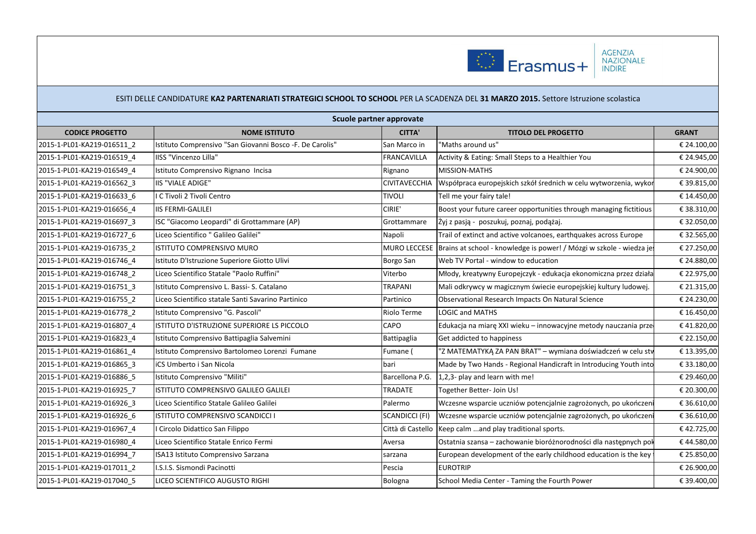ESITI DELLE CANDIDATURE **KA2 PARTENARIATI STRATEGICI SCHOOL TO SCHOOL** PER LA SCADENZA DEL **31 MARZO 2015.** Settore Istruzione scolastica

| Scuole partner approvate | | | | |
|---|---|---|---|---|
| **CODICE PROGETTO** | **NOME ISTITUTO** | **CITTA'** | **TITOLO DEL PROGETTO** | **GRANT** |
| 2015-1-PL01-KA219-016511_2 | Istituto Comprensivo "San Giovanni Bosco -F. De Carolis" | San Marco in | "Maths around us" | € 24.100,00 |
| 2015-1-PL01-KA219-016519_4 | IISS "Vincenzo Lilla" | FRANCAVILLA | Activity & Eating: Small Steps to a Healthier You | € 24.945,00 |
| 2015-1-PL01-KA219-016549_4 | Istituto Comprensivo Rignano Incisa | Rignano | MISSION-MATHS | € 24.900,00 |
| 2015-1-PL01-KA219-016562_3 | IIS "VIALE ADIGE" | CIVITAVECCHIA | Współpraca europejskich szkół średnich w celu wytworzenia, wykor | € 39.815,00 |
| 2015-1-PL01-KA219-016633_6 | I C Tivoli 2 Tivoli Centro | TIVOLI | Tell me your fairy tale! | € 14.450,00 |
| 2015-1-PL01-KA219-016656_4 | IIS FERMI-GALILEI | CIRIE' | Boost your future career opportunities through managing fictitious | € 38.310,00 |
| 2015-1-PL01-KA219-016697_3 | ISC "Giacomo Leopardi" di Grottammare (AP) | Grottammare | Żyj z pasją - poszukuj, poznaj, podążaj. | € 32.050,00 |
| 2015-1-PL01-KA219-016727_6 | Liceo Scientifico " Galileo Galilei" | Napoli | Trail of extinct and active volcanoes, earthquakes across Europe | € 32.565,00 |
| 2015-1-PL01-KA219-016735_2 | ISTITUTO COMPRENSIVO MURO | MURO LECCESE | Brains at school - knowledge is power! / Mózgi w szkole - wiedza je | € 27.250,00 |
| 2015-1-PL01-KA219-016746_4 | Istituto D'Istruzione Superiore Giotto Ulivi | Borgo San | Web TV Portal - window to education | € 24.880,00 |
| 2015-1-PL01-KA219-016748_2 | Liceo Scientifico Statale "Paolo Ruffini" | Viterbo | Młody, kreatywny Europejczyk - edukacja ekonomiczna przez działa | € 22.975,00 |
| 2015-1-PL01-KA219-016751_3 | Istituto Comprensivo L. Bassi- S. Catalano | TRAPANI | Mali odkrywcy w magicznym świecie europejskiej kultury ludowej. | € 21.315,00 |
| 2015-1-PL01-KA219-016755_2 | Liceo Scientifico statale Santi Savarino Partinico | Partinico | Observational Research Impacts On Natural Science | € 24.230,00 |
| 2015-1-PL01-KA219-016778_2 | Istituto Comprensivo "G. Pascoli" | Riolo Terme | LOGIC and MATHS | € 16.450,00 |
| 2015-1-PL01-KA219-016807_4 | ISTITUTO D'ISTRUZIONE SUPERIORE LS PICCOLO | CAPO | Edukacja na miarę XXI wieku – innowacyjne metody nauczania prze | € 41.820,00 |
| 2015-1-PL01-KA219-016823_4 | Istituto Comprensivo Battipaglia Salvemini | Battipaglia | Get addicted to happiness | € 22.150,00 |
| 2015-1-PL01-KA219-016861_4 | Istituto Comprensivo Bartolomeo Lorenzi Fumane | Fumane ( | "Z MATEMATYKĄ ZA PAN BRAT" – wymiana doświadczeń w celu stw | € 13.395,00 |
| 2015-1-PL01-KA219-016865_3 | iCS Umberto i San Nicola | bari | Made by Two Hands - Regional Handicraft in Introducing Youth into | € 33.180,00 |
| 2015-1-PL01-KA219-016886_5 | Istituto Comprensivo "Militi" | Barcellona P.G. | 1,2,3- play and learn with me! | € 29.460,00 |
| 2015-1-PL01-KA219-016925_7 | ISTITUTO COMPRENSIVO GALILEO GALILEI | TRADATE | Together Better- Join Us! | € 20.300,00 |
| 2015-1-PL01-KA219-016926_3 | Liceo Scientifico Statale Galileo Galilei | Palermo | Wczesne wsparcie uczniów potencjalnie zagrożonych, po ukończeni | € 36.610,00 |
| 2015-1-PL01-KA219-016926_6 | ISTITUTO COMPRENSIVO SCANDICCI I | SCANDICCI (FI) | Wczesne wsparcie uczniów potencjalnie zagrożonych, po ukończeni | € 36.610,00 |
| 2015-1-PL01-KA219-016967_4 | I Circolo Didattico San Filippo | Città di Castello | Keep calm ...and play traditional sports. | € 42.725,00 |
| 2015-1-PL01-KA219-016980_4 | Liceo Scientifico Statale Enrico Fermi | Aversa | Ostatnia szansa – zachowanie bioróżnorodności dla następnych pok | € 44.580,00 |
| 2015-1-PL01-KA219-016994_7 | ISA13 Istituto Comprensivo Sarzana | sarzana | European development of the early childhood education is the key | € 25.850,00 |
| 2015-1-PL01-KA219-017011_2 | I.S.I.S. Sismondi Pacinotti | Pescia | EUROTRIP | € 26.900,00 |
| 2015-1-PL01-KA219-017040_5 | LICEO SCIENTIFICO AUGUSTO RIGHI | Bologna | School Media Center - Taming the Fourth Power | € 39.400,00 |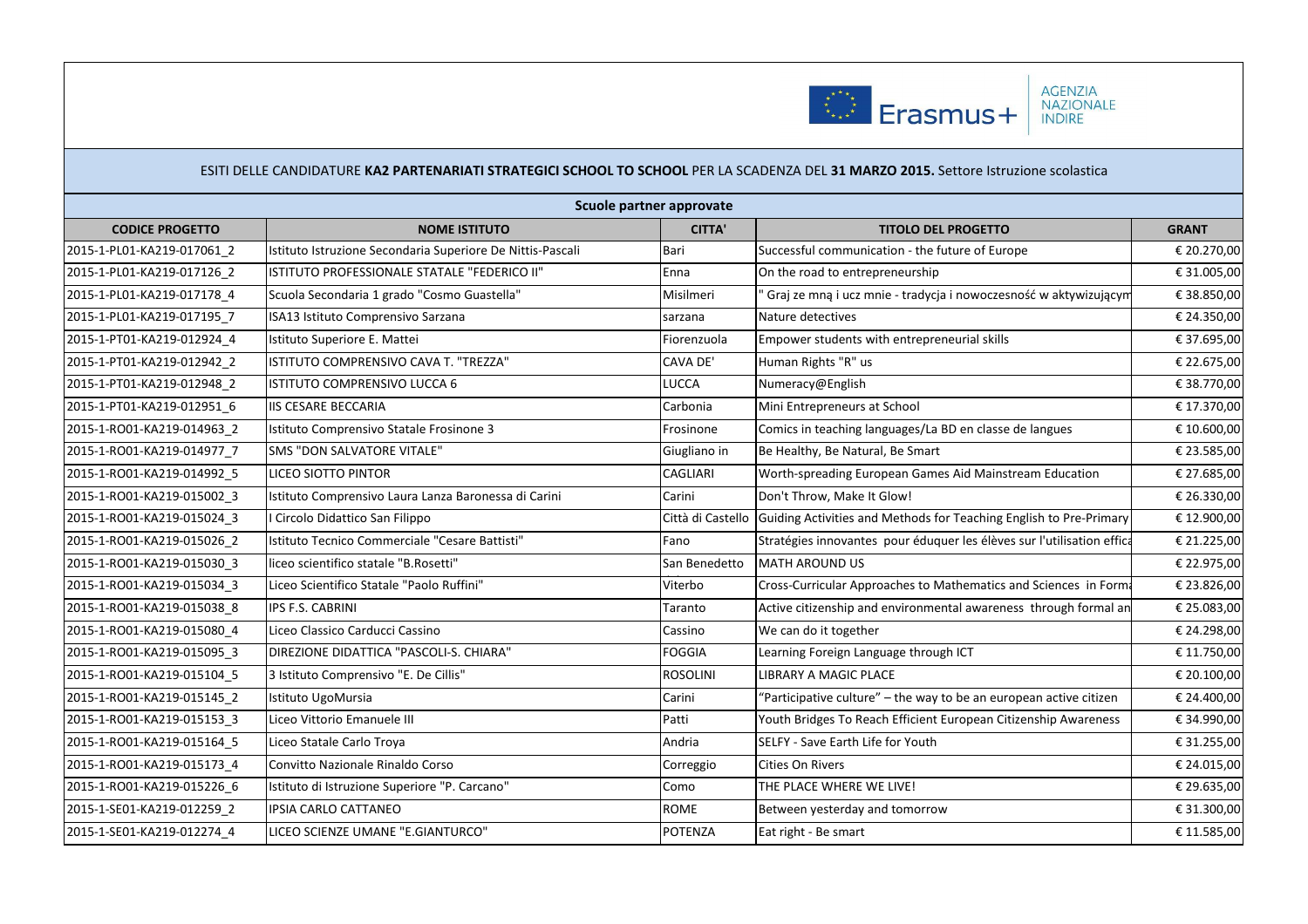ESITI DELLE CANDIDATURE **KA2 PARTENARIATI STRATEGICI SCHOOL TO SCHOOL** PER LA SCADENZA DEL **31 MARZO 2015.** Settore Istruzione scolastica

**Scuole partner approvate**

| CODICE PROGETTO | NOME ISTITUTO | CITTA' | TITOLO DEL PROGETTO | GRANT |
|---|---|---|---|---|
| 2015-1-PL01-KA219-017061_2 | Istituto Istruzione Secondaria Superiore De Nittis-Pascali | Bari | Successful communication - the future of Europe | € 20.270,00 |
| 2015-1-PL01-KA219-017126_2 | ISTITUTO PROFESSIONALE STATALE "FEDERICO II" | Enna | On the road to entrepreneurship | € 31.005,00 |
| 2015-1-PL01-KA219-017178_4 | Scuola Secondaria 1 grado "Cosmo Guastella" | Misilmeri | " Graj ze mną i ucz mnie - tradycja i nowoczesność w aktywizującym | € 38.850,00 |
| 2015-1-PL01-KA219-017195_7 | ISA13 Istituto Comprensivo Sarzana | sarzana | Nature detectives | € 24.350,00 |
| 2015-1-PT01-KA219-012924_4 | Istituto Superiore E. Mattei | Fiorenzuola | Empower students with entrepreneurial skills | € 37.695,00 |
| 2015-1-PT01-KA219-012942_2 | ISTITUTO COMPRENSIVO CAVA T. "TREZZA" | CAVA DE' | Human Rights "R" us | € 22.675,00 |
| 2015-1-PT01-KA219-012948_2 | ISTITUTO COMPRENSIVO LUCCA 6 | LUCCA | Numeracy@English | € 38.770,00 |
| 2015-1-PT01-KA219-012951_6 | IIS CESARE BECCARIA | Carbonia | Mini Entrepreneurs at School | € 17.370,00 |
| 2015-1-RO01-KA219-014963_2 | Istituto Comprensivo Statale Frosinone 3 | Frosinone | Comics in teaching languages/La BD en classe de langues | € 10.600,00 |
| 2015-1-RO01-KA219-014977_7 | SMS "DON SALVATORE VITALE" | Giugliano in | Be Healthy, Be Natural, Be Smart | € 23.585,00 |
| 2015-1-RO01-KA219-014992_5 | LICEO SIOTTO PINTOR | CAGLIARI | Worth-spreading European Games Aid Mainstream Education | € 27.685,00 |
| 2015-1-RO01-KA219-015002_3 | Istituto Comprensivo Laura Lanza Baronessa di Carini | Carini | Don't Throw, Make It Glow! | € 26.330,00 |
| 2015-1-RO01-KA219-015024_3 | I Circolo Didattico San Filippo | Città di Castello | Guiding Activities and Methods for Teaching English to Pre-Primary | € 12.900,00 |
| 2015-1-RO01-KA219-015026_2 | Istituto Tecnico Commerciale "Cesare Battisti" | Fano | Stratégies innovantes pour éduquer les élèves sur l'utilisation effica | € 21.225,00 |
| 2015-1-RO01-KA219-015030_3 | liceo scientifico statale "B.Rosetti" | San Benedetto | MATH AROUND US | € 22.975,00 |
| 2015-1-RO01-KA219-015034_3 | Liceo Scientifico Statale "Paolo Ruffini" | Viterbo | Cross-Curricular Approaches to Mathematics and Sciences in Forma | € 23.826,00 |
| 2015-1-RO01-KA219-015038_8 | IPS F.S. CABRINI | Taranto | Active citizenship and environmental awareness through formal an | € 25.083,00 |
| 2015-1-RO01-KA219-015080_4 | Liceo Classico Carducci Cassino | Cassino | We can do it together | € 24.298,00 |
| 2015-1-RO01-KA219-015095_3 | DIREZIONE DIDATTICA "PASCOLI-S. CHIARA" | FOGGIA | Learning Foreign Language through ICT | € 11.750,00 |
| 2015-1-RO01-KA219-015104_5 | 3 Istituto Comprensivo "E. De Cillis" | ROSOLINI | LIBRARY A MAGIC PLACE | € 20.100,00 |
| 2015-1-RO01-KA219-015145_2 | Istituto UgoMursia | Carini | "Participative culture" – the way to be an european active citizen | € 24.400,00 |
| 2015-1-RO01-KA219-015153_3 | Liceo Vittorio Emanuele III | Patti | Youth Bridges To Reach Efficient European Citizenship Awareness | € 34.990,00 |
| 2015-1-RO01-KA219-015164_5 | Liceo Statale Carlo Troya | Andria | SELFY - Save Earth Life for Youth | € 31.255,00 |
| 2015-1-RO01-KA219-015173_4 | Convitto Nazionale Rinaldo Corso | Correggio | Cities On Rivers | € 24.015,00 |
| 2015-1-RO01-KA219-015226_6 | Istituto di Istruzione Superiore "P. Carcano" | Como | THE PLACE WHERE WE LIVE! | € 29.635,00 |
| 2015-1-SE01-KA219-012259_2 | IPSIA CARLO CATTANEO | ROME | Between yesterday and tomorrow | € 31.300,00 |
| 2015-1-SE01-KA219-012274_4 | LICEO SCIENZE UMANE "E.GIANTURCO" | POTENZA | Eat right - Be smart | € 11.585,00 |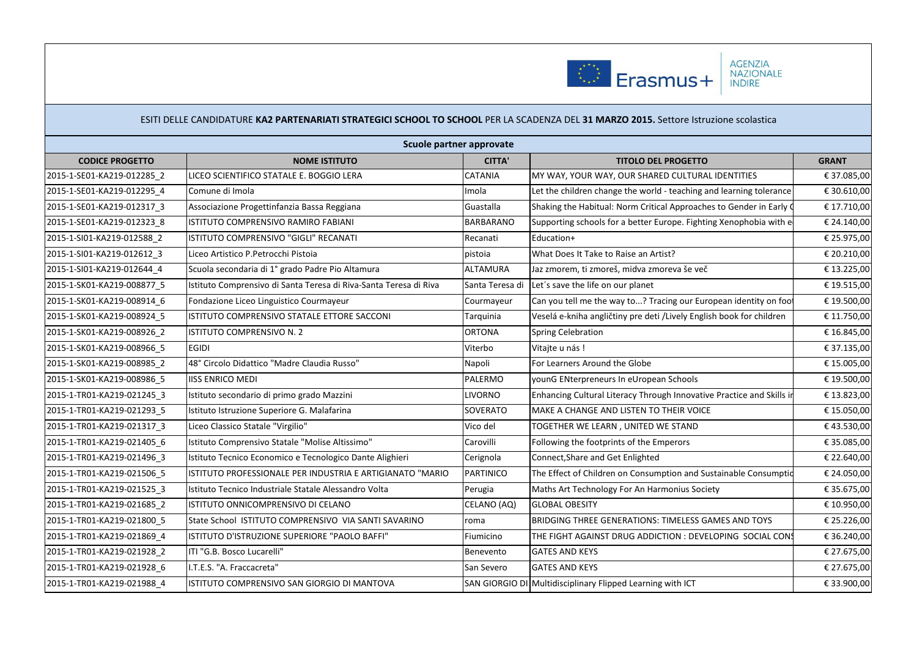ESITI DELLE CANDIDATURE **KA2 PARTENARIATI STRATEGICI SCHOOL TO SCHOOL** PER LA SCADENZA DEL **31 MARZO 2015.** Settore Istruzione scolastica

| Scuole partner approvate | | | | |
|---|---|---|---|---|
| **CODICE PROGETTO** | **NOME ISTITUTO** | **CITTA'** | **TITOLO DEL PROGETTO** | **GRANT** |
| 2015-1-SE01-KA219-012285_2 | LICEO SCIENTIFICO STATALE E. BOGGIO LERA | CATANIA | MY WAY, YOUR WAY, OUR SHARED CULTURAL IDENTITIES | € 37.085,00 |
| 2015-1-SE01-KA219-012295_4 | Comune di Imola | Imola | Let the children change the world - teaching and learning tolerance | € 30.610,00 |
| 2015-1-SE01-KA219-012317_3 | Associazione Progettinfanzia Bassa Reggiana | Guastalla | Shaking the Habitual: Norm Critical Approaches to Gender in Early C | € 17.710,00 |
| 2015-1-SE01-KA219-012323_8 | ISTITUTO COMPRENSIVO RAMIRO FABIANI | BARBARANO | Supporting schools for a better Europe. Fighting Xenophobia with e | € 24.140,00 |
| 2015-1-SI01-KA219-012588_2 | ISTITUTO COMPRENSIVO "GIGLI" RECANATI | Recanati | Education+ | € 25.975,00 |
| 2015-1-SI01-KA219-012612_3 | Liceo Artistico P.Petrocchi Pistoia | pistoia | What Does It Take to Raise an Artist? | € 20.210,00 |
| 2015-1-SI01-KA219-012644_4 | Scuola secondaria di 1° grado Padre Pio Altamura | ALTAMURA | Jaz zmorem, ti zmoreš, midva zmoreva še več | € 13.225,00 |
| 2015-1-SK01-KA219-008877_5 | Istituto Comprensivo di Santa Teresa di Riva-Santa Teresa di Riva | Santa Teresa di | Let´s save the life on our planet | € 19.515,00 |
| 2015-1-SK01-KA219-008914_6 | Fondazione Liceo Linguistico Courmayeur | Courmayeur | Can you tell me the way to...? Tracing our European identity on foot | € 19.500,00 |
| 2015-1-SK01-KA219-008924_5 | ISTITUTO COMPRENSIVO STATALE ETTORE SACCONI | Tarquinia | Veselá e-kniha angličtiny pre deti /Lively English book for children | € 11.750,00 |
| 2015-1-SK01-KA219-008926_2 | ISTITUTO COMPRENSIVO N. 2 | ORTONA | Spring Celebration | € 16.845,00 |
| 2015-1-SK01-KA219-008966_5 | EGIDI | Viterbo | Vitajte u nás ! | € 37.135,00 |
| 2015-1-SK01-KA219-008985_2 | 48° Circolo Didattico "Madre Claudia Russo" | Napoli | For Learners Around the Globe | € 15.005,00 |
| 2015-1-SK01-KA219-008986_5 | IISS ENRICO MEDI | PALERMO | younG ENterpreneurs In eUropean Schools | € 19.500,00 |
| 2015-1-TR01-KA219-021245_3 | Istituto secondario di primo grado Mazzini | LIVORNO | Enhancing Cultural Literacy Through Innovative Practice and Skills in | € 13.823,00 |
| 2015-1-TR01-KA219-021293_5 | Istituto Istruzione Superiore G. Malafarina | SOVERATO | MAKE A CHANGE AND LISTEN TO THEIR VOICE | € 15.050,00 |
| 2015-1-TR01-KA219-021317_3 | Liceo Classico Statale "Virgilio" | Vico del | TOGETHER WE LEARN , UNITED WE STAND | € 43.530,00 |
| 2015-1-TR01-KA219-021405_6 | Istituto Comprensivo Statale "Molise Altissimo" | Carovilli | Following the footprints of the Emperors | € 35.085,00 |
| 2015-1-TR01-KA219-021496_3 | Istituto Tecnico Economico e Tecnologico Dante Alighieri | Cerignola | Connect,Share and Get Enlighted | € 22.640,00 |
| 2015-1-TR01-KA219-021506_5 | ISTITUTO PROFESSIONALE PER INDUSTRIA E ARTIGIANATO "MARIO | PARTINICO | The Effect of Children on Consumption and Sustainable Consumptio | € 24.050,00 |
| 2015-1-TR01-KA219-021525_3 | Istituto Tecnico Industriale Statale Alessandro Volta | Perugia | Maths Art Technology For An Harmonius Society | € 35.675,00 |
| 2015-1-TR01-KA219-021685_2 | ISTITUTO ONNICOMPRENSIVO DI CELANO | CELANO (AQ) | GLOBAL OBESITY | € 10.950,00 |
| 2015-1-TR01-KA219-021800_5 | State School ISTITUTO COMPRENSIVO VIA SANTI SAVARINO | roma | BRIDGING THREE GENERATIONS: TIMELESS GAMES AND TOYS | € 25.226,00 |
| 2015-1-TR01-KA219-021869_4 | ISTITUTO D'ISTRUZIONE SUPERIORE "PAOLO BAFFI" | Fiumicino | THE FIGHT AGAINST DRUG ADDICTION : DEVELOPING SOCIAL CONS | € 36.240,00 |
| 2015-1-TR01-KA219-021928_2 | ITI "G.B. Bosco Lucarelli" | Benevento | GATES AND KEYS | € 27.675,00 |
| 2015-1-TR01-KA219-021928_6 | I.T.E.S. "A. Fraccacreta" | San Severo | GATES AND KEYS | € 27.675,00 |
| 2015-1-TR01-KA219-021988_4 | ISTITUTO COMPRENSIVO SAN GIORGIO DI MANTOVA | SAN GIORGIO DI | Multidisciplinary Flipped Learning with ICT | € 33.900,00 |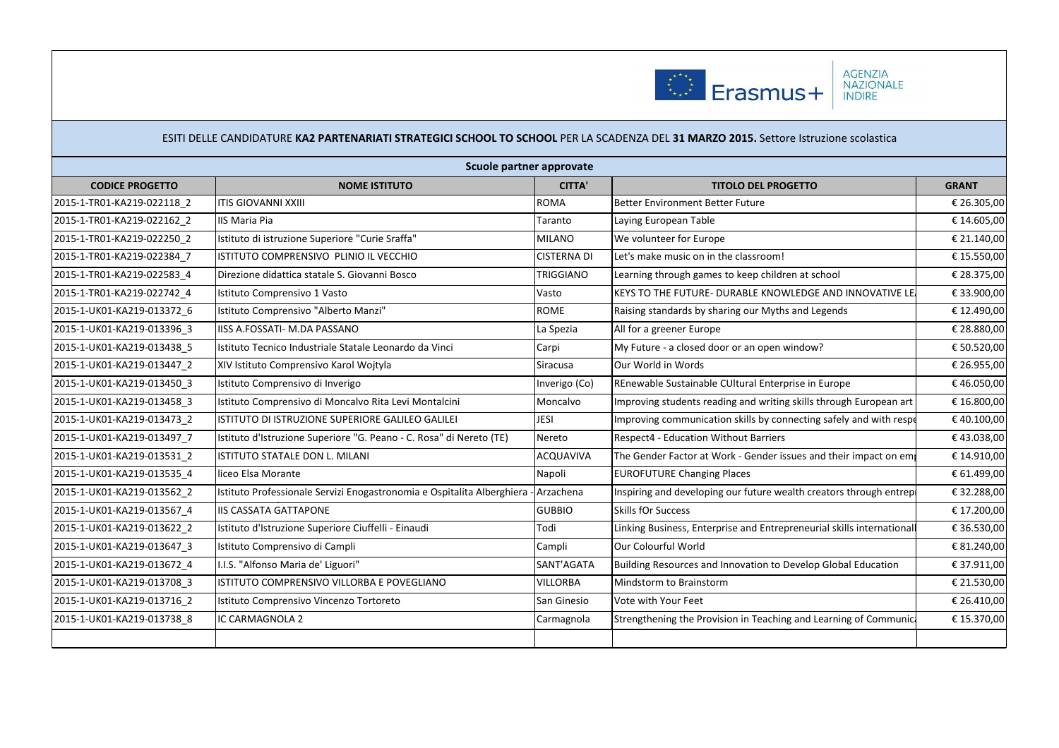Erasmus+ AGENZIA NAZIONALE INDIRE

ESITI DELLE CANDIDATURE **KA2 PARTENARIATI STRATEGICI SCHOOL TO SCHOOL** PER LA SCADENZA DEL **31 MARZO 2015.** Settore Istruzione scolastica

**Scuole partner approvate**

| CODICE PROGETTO | NOME ISTITUTO | CITTA' | TITOLO DEL PROGETTO | GRANT |
|---|---|---|---|---|
| 2015-1-TR01-KA219-022118_2 | ITIS GIOVANNI XXIII | ROMA | Better Environment Better Future | € 26.305,00 |
| 2015-1-TR01-KA219-022162_2 | IIS Maria Pia | Taranto | Laying European Table | € 14.605,00 |
| 2015-1-TR01-KA219-022250_2 | Istituto di istruzione Superiore "Curie Sraffa" | MILANO | We volunteer for Europe | € 21.140,00 |
| 2015-1-TR01-KA219-022384_7 | ISTITUTO COMPRENSIVO PLINIO IL VECCHIO | CISTERNA DI | Let's make music on in the classroom! | € 15.550,00 |
| 2015-1-TR01-KA219-022583_4 | Direzione didattica statale S. Giovanni Bosco | TRIGGIANO | Learning through games to keep children at school | € 28.375,00 |
| 2015-1-TR01-KA219-022742_4 | Istituto Comprensivo 1 Vasto | Vasto | KEYS TO THE FUTURE- DURABLE KNOWLEDGE AND INNOVATIVE LE | € 33.900,00 |
| 2015-1-UK01-KA219-013372_6 | Istituto Comprensivo "Alberto Manzi" | ROME | Raising standards by sharing our Myths and Legends | € 12.490,00 |
| 2015-1-UK01-KA219-013396_3 | IISS A.FOSSATI- M.DA PASSANO | La Spezia | All for a greener Europe | € 28.880,00 |
| 2015-1-UK01-KA219-013438_5 | Istituto Tecnico Industriale Statale Leonardo da Vinci | Carpi | My Future - a closed door or an open window? | € 50.520,00 |
| 2015-1-UK01-KA219-013447_2 | XIV Istituto Comprensivo Karol Wojtyla | Siracusa | Our World in Words | € 26.955,00 |
| 2015-1-UK01-KA219-013450_3 | Istituto Comprensivo di Inverigo | Inverigo (Co) | REnewable Sustainable CUltural Enterprise in Europe | € 46.050,00 |
| 2015-1-UK01-KA219-013458_3 | Istituto Comprensivo di Moncalvo Rita Levi Montalcini | Moncalvo | Improving students reading and writing skills through European art | € 16.800,00 |
| 2015-1-UK01-KA219-013473_2 | ISTITUTO DI ISTRUZIONE SUPERIORE GALILEO GALILEI | JESI | Improving communication skills by connecting safely and with respe | € 40.100,00 |
| 2015-1-UK01-KA219-013497_7 | Istituto d'Istruzione Superiore "G. Peano - C. Rosa" di Nereto (TE) | Nereto | Respect4 - Education Without Barriers | € 43.038,00 |
| 2015-1-UK01-KA219-013531_2 | ISTITUTO STATALE DON L. MILANI | ACQUAVIVA | The Gender Factor at Work - Gender issues and their impact on em | € 14.910,00 |
| 2015-1-UK01-KA219-013535_4 | liceo Elsa Morante | Napoli | EUROFUTURE Changing Places | € 61.499,00 |
| 2015-1-UK01-KA219-013562_2 | Istituto Professionale Servizi Enogastronomia e Ospitalita Alberghiera - | Arzachena | Inspiring and developing our future wealth creators through entrep | € 32.288,00 |
| 2015-1-UK01-KA219-013567_4 | IIS CASSATA GATTAPONE | GUBBIO | Skills fOr Success | € 17.200,00 |
| 2015-1-UK01-KA219-013622_2 | Istituto d'Istruzione Superiore Ciuffelli - Einaudi | Todi | Linking Business, Enterprise and Entrepreneurial skills internationall | € 36.530,00 |
| 2015-1-UK01-KA219-013647_3 | Istituto Comprensivo di Campli | Campli | Our Colourful World | € 81.240,00 |
| 2015-1-UK01-KA219-013672_4 | I.I.S. "Alfonso Maria de' Liguori" | SANT'AGATA | Building Resources and Innovation to Develop Global Education | € 37.911,00 |
| 2015-1-UK01-KA219-013708_3 | ISTITUTO COMPRENSIVO VILLORBA E POVEGLIANO | VILLORBA | Mindstorm to Brainstorm | € 21.530,00 |
| 2015-1-UK01-KA219-013716_2 | Istituto Comprensivo Vincenzo Tortoreto | San Ginesio | Vote with Your Feet | € 26.410,00 |
| 2015-1-UK01-KA219-013738_8 | IC CARMAGNOLA 2 | Carmagnola | Strengthening the Provision in Teaching and Learning of Communic | € 15.370,00 |
| | | | | |